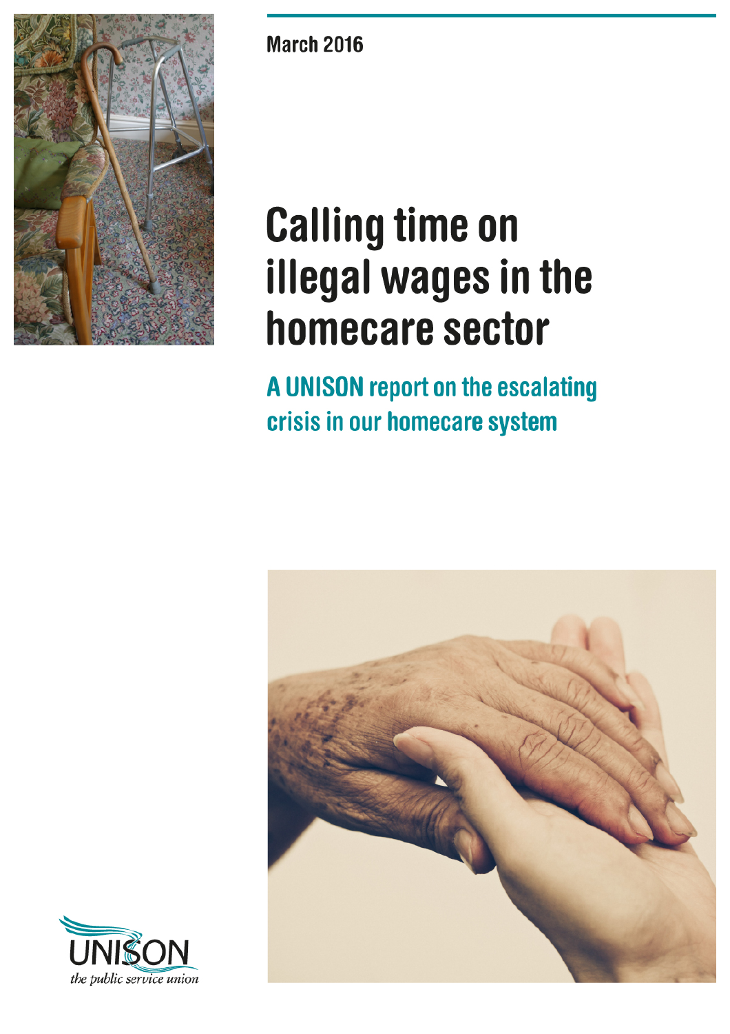March 2016

# Calling time on illegal wages in the homecare sector

## A UNISON report on the escalating crisis in our homecare system

UNISON
*the public service union*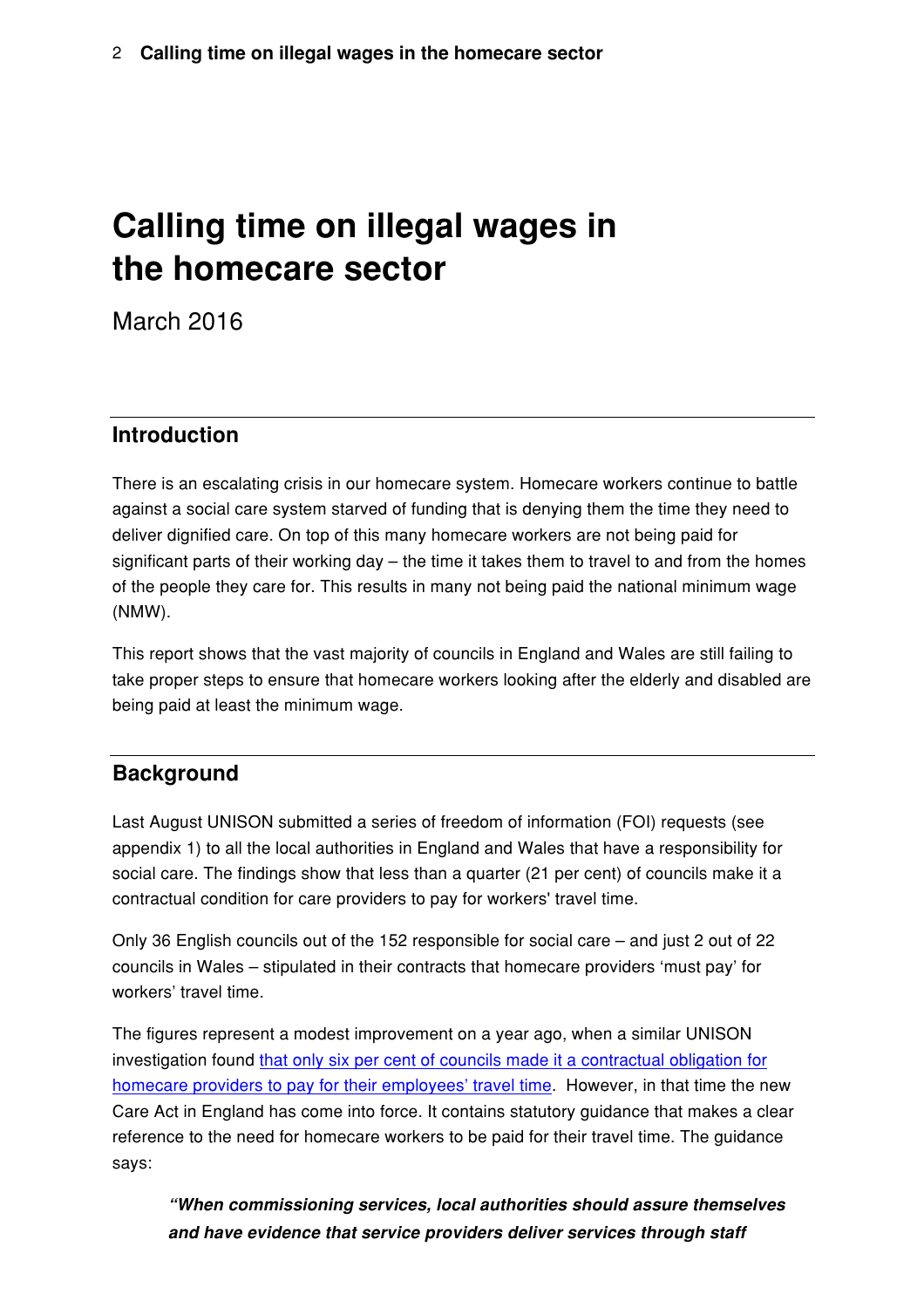# Calling time on illegal wages in the homecare sector

March 2016

## Introduction

There is an escalating crisis in our homecare system. Homecare workers continue to battle against a social care system starved of funding that is denying them the time they need to deliver dignified care. On top of this many homecare workers are not being paid for significant parts of their working day – the time it takes them to travel to and from the homes of the people they care for. This results in many not being paid the national minimum wage (NMW).

This report shows that the vast majority of councils in England and Wales are still failing to take proper steps to ensure that homecare workers looking after the elderly and disabled are being paid at least the minimum wage.

## Background

Last August UNISON submitted a series of freedom of information (FOI) requests (see appendix 1) to all the local authorities in England and Wales that have a responsibility for social care. The findings show that less than a quarter (21 per cent) of councils make it a contractual condition for care providers to pay for workers' travel time.

Only 36 English councils out of the 152 responsible for social care – and just 2 out of 22 councils in Wales – stipulated in their contracts that homecare providers 'must pay' for workers' travel time.

The figures represent a modest improvement on a year ago, when a similar UNISON investigation found that only six per cent of councils made it a contractual obligation for homecare providers to pay for their employees' travel time. However, in that time the new Care Act in England has come into force. It contains statutory guidance that makes a clear reference to the need for homecare workers to be paid for their travel time. The guidance says:

> ***"When commissioning services, local authorities should assure themselves and have evidence that service providers deliver services through staff***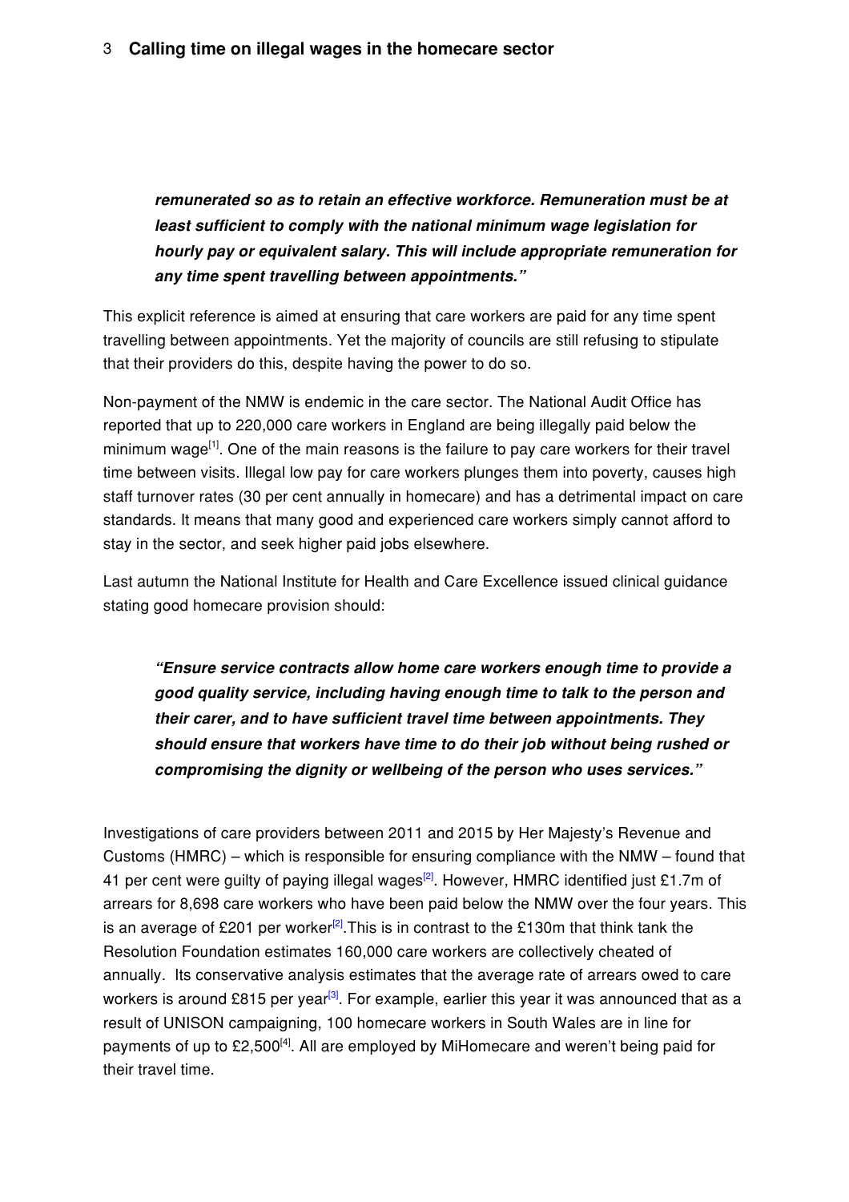> ***remunerated so as to retain an effective workforce. Remuneration must be at least sufficient to comply with the national minimum wage legislation for hourly pay or equivalent salary. This will include appropriate remuneration for any time spent travelling between appointments."***

This explicit reference is aimed at ensuring that care workers are paid for any time spent travelling between appointments. Yet the majority of councils are still refusing to stipulate that their providers do this, despite having the power to do so.

Non-payment of the NMW is endemic in the care sector. The National Audit Office has reported that up to 220,000 care workers in England are being illegally paid below the minimum wage[1]. One of the main reasons is the failure to pay care workers for their travel time between visits. Illegal low pay for care workers plunges them into poverty, causes high staff turnover rates (30 per cent annually in homecare) and has a detrimental impact on care standards. It means that many good and experienced care workers simply cannot afford to stay in the sector, and seek higher paid jobs elsewhere.

Last autumn the National Institute for Health and Care Excellence issued clinical guidance stating good homecare provision should:

> ***"Ensure service contracts allow home care workers enough time to provide a good quality service, including having enough time to talk to the person and their carer, and to have sufficient travel time between appointments. They should ensure that workers have time to do their job without being rushed or compromising the dignity or wellbeing of the person who uses services."***

Investigations of care providers between 2011 and 2015 by Her Majesty's Revenue and Customs (HMRC) – which is responsible for ensuring compliance with the NMW – found that 41 per cent were guilty of paying illegal wages[2]. However, HMRC identified just £1.7m of arrears for 8,698 care workers who have been paid below the NMW over the four years. This is an average of £201 per worker[2]. This is in contrast to the £130m that think tank the Resolution Foundation estimates 160,000 care workers are collectively cheated of annually. Its conservative analysis estimates that the average rate of arrears owed to care workers is around £815 per year[3]. For example, earlier this year it was announced that as a result of UNISON campaigning, 100 homecare workers in South Wales are in line for payments of up to £2,500[4]. All are employed by MiHomecare and weren't being paid for their travel time.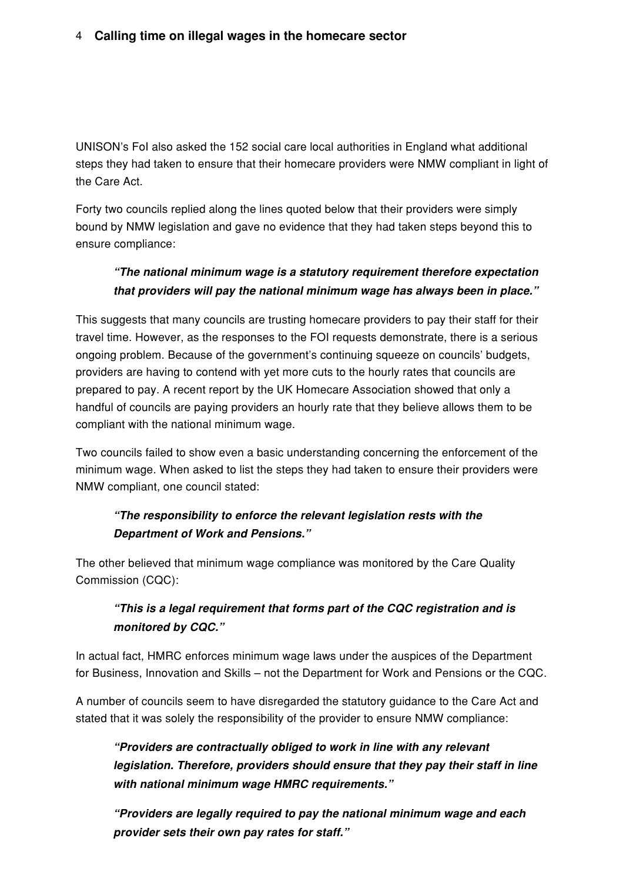UNISON's FoI also asked the 152 social care local authorities in England what additional steps they had taken to ensure that their homecare providers were NMW compliant in light of the Care Act.

Forty two councils replied along the lines quoted below that their providers were simply bound by NMW legislation and gave no evidence that they had taken steps beyond this to ensure compliance:

> ***"The national minimum wage is a statutory requirement therefore expectation that providers will pay the national minimum wage has always been in place."***

This suggests that many councils are trusting homecare providers to pay their staff for their travel time. However, as the responses to the FOI requests demonstrate, there is a serious ongoing problem. Because of the government's continuing squeeze on councils' budgets, providers are having to contend with yet more cuts to the hourly rates that councils are prepared to pay. A recent report by the UK Homecare Association showed that only a handful of councils are paying providers an hourly rate that they believe allows them to be compliant with the national minimum wage.

Two councils failed to show even a basic understanding concerning the enforcement of the minimum wage. When asked to list the steps they had taken to ensure their providers were NMW compliant, one council stated:

> ***"The responsibility to enforce the relevant legislation rests with the Department of Work and Pensions."***

The other believed that minimum wage compliance was monitored by the Care Quality Commission (CQC):

> ***"This is a legal requirement that forms part of the CQC registration and is monitored by CQC."***

In actual fact, HMRC enforces minimum wage laws under the auspices of the Department for Business, Innovation and Skills – not the Department for Work and Pensions or the CQC.

A number of councils seem to have disregarded the statutory guidance to the Care Act and stated that it was solely the responsibility of the provider to ensure NMW compliance:

> ***"Providers are contractually obliged to work in line with any relevant legislation. Therefore, providers should ensure that they pay their staff in line with national minimum wage HMRC requirements."***
>
> ***"Providers are legally required to pay the national minimum wage and each provider sets their own pay rates for staff."***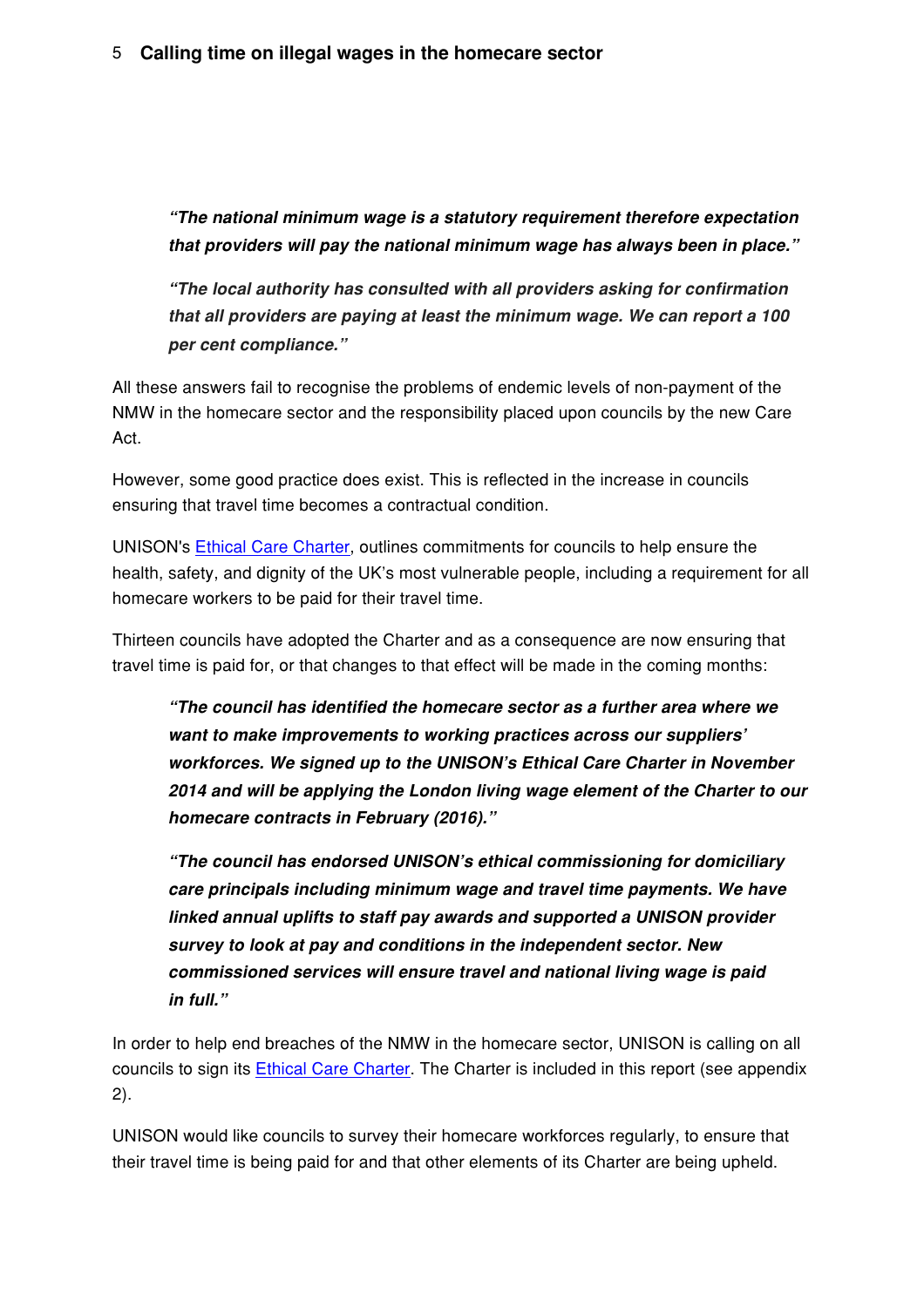> ***"The national minimum wage is a statutory requirement therefore expectation that providers will pay the national minimum wage has always been in place."***

> ***"The local authority has consulted with all providers asking for confirmation that all providers are paying at least the minimum wage. We can report a 100 per cent compliance."***

All these answers fail to recognise the problems of endemic levels of non-payment of the NMW in the homecare sector and the responsibility placed upon councils by the new Care Act.

However, some good practice does exist. This is reflected in the increase in councils ensuring that travel time becomes a contractual condition.

UNISON's Ethical Care Charter, outlines commitments for councils to help ensure the health, safety, and dignity of the UK's most vulnerable people, including a requirement for all homecare workers to be paid for their travel time.

Thirteen councils have adopted the Charter and as a consequence are now ensuring that travel time is paid for, or that changes to that effect will be made in the coming months:

> ***"The council has identified the homecare sector as a further area where we want to make improvements to working practices across our suppliers' workforces. We signed up to the UNISON's Ethical Care Charter in November 2014 and will be applying the London living wage element of the Charter to our homecare contracts in February (2016)."***

> ***"The council has endorsed UNISON's ethical commissioning for domiciliary care principals including minimum wage and travel time payments. We have linked annual uplifts to staff pay awards and supported a UNISON provider survey to look at pay and conditions in the independent sector. New commissioned services will ensure travel and national living wage is paid in full."***

In order to help end breaches of the NMW in the homecare sector, UNISON is calling on all councils to sign its Ethical Care Charter. The Charter is included in this report (see appendix 2).

UNISON would like councils to survey their homecare workforces regularly, to ensure that their travel time is being paid for and that other elements of its Charter are being upheld.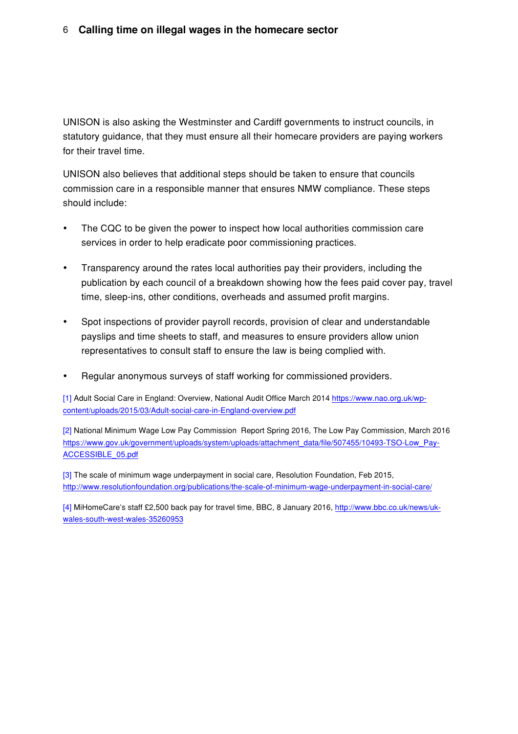UNISON is also asking the Westminster and Cardiff governments to instruct councils, in statutory guidance, that they must ensure all their homecare providers are paying workers for their travel time.

UNISON also believes that additional steps should be taken to ensure that councils commission care in a responsible manner that ensures NMW compliance. These steps should include:

- The CQC to be given the power to inspect how local authorities commission care services in order to help eradicate poor commissioning practices.
- Transparency around the rates local authorities pay their providers, including the publication by each council of a breakdown showing how the fees paid cover pay, travel time, sleep-ins, other conditions, overheads and assumed profit margins.
- Spot inspections of provider payroll records, provision of clear and understandable payslips and time sheets to staff, and measures to ensure providers allow union representatives to consult staff to ensure the law is being complied with.
- Regular anonymous surveys of staff working for commissioned providers.

[1] Adult Social Care in England: Overview, National Audit Office March 2014 https://www.nao.org.uk/wp-content/uploads/2015/03/Adult-social-care-in-England-overview.pdf

[2] National Minimum Wage Low Pay Commission Report Spring 2016, The Low Pay Commission, March 2016 https://www.gov.uk/government/uploads/system/uploads/attachment_data/file/507455/10493-TSO-Low_Pay-ACCESSIBLE_05.pdf

[3] The scale of minimum wage underpayment in social care, Resolution Foundation, Feb 2015, http://www.resolutionfoundation.org/publications/the-scale-of-minimum-wage-underpayment-in-social-care/

[4] MiHomeCare's staff £2,500 back pay for travel time, BBC, 8 January 2016, http://www.bbc.co.uk/news/uk-wales-south-west-wales-35260953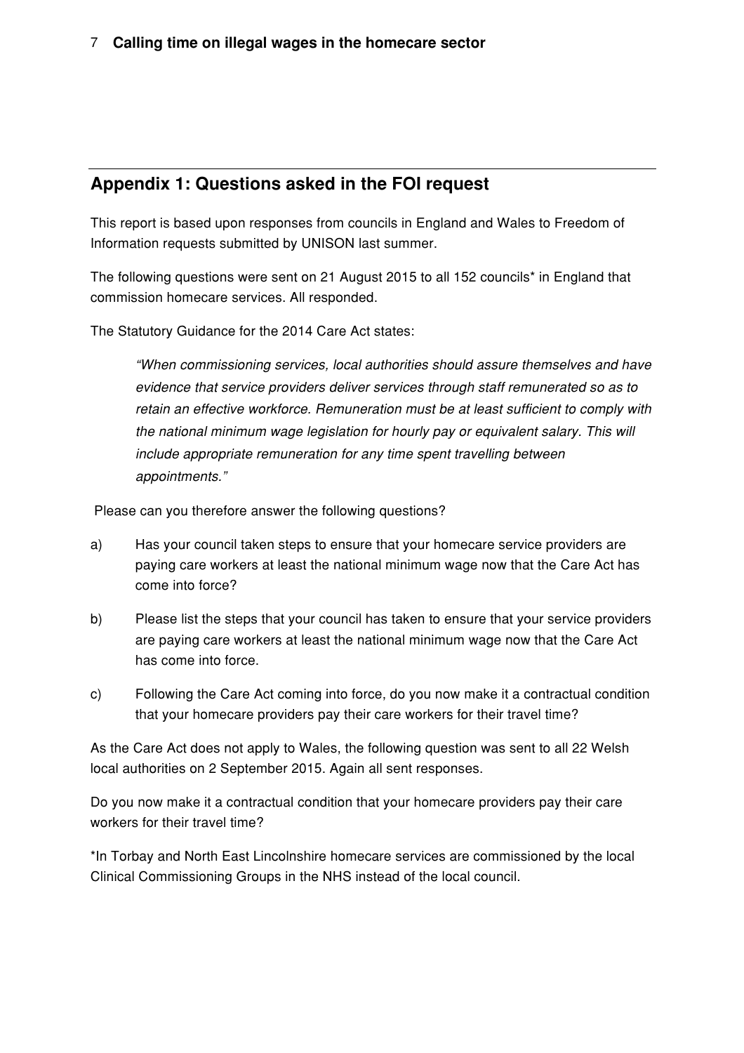## Appendix 1: Questions asked in the FOI request

This report is based upon responses from councils in England and Wales to Freedom of Information requests submitted by UNISON last summer.

The following questions were sent on 21 August 2015 to all 152 councils* in England that commission homecare services. All responded.

The Statutory Guidance for the 2014 Care Act states:

> *"When commissioning services, local authorities should assure themselves and have evidence that service providers deliver services through staff remunerated so as to retain an effective workforce. Remuneration must be at least sufficient to comply with the national minimum wage legislation for hourly pay or equivalent salary. This will include appropriate remuneration for any time spent travelling between appointments."*

Please can you therefore answer the following questions?

a) Has your council taken steps to ensure that your homecare service providers are paying care workers at least the national minimum wage now that the Care Act has come into force?

b) Please list the steps that your council has taken to ensure that your service providers are paying care workers at least the national minimum wage now that the Care Act has come into force.

c) Following the Care Act coming into force, do you now make it a contractual condition that your homecare providers pay their care workers for their travel time?

As the Care Act does not apply to Wales, the following question was sent to all 22 Welsh local authorities on 2 September 2015. Again all sent responses.

Do you now make it a contractual condition that your homecare providers pay their care workers for their travel time?

*In Torbay and North East Lincolnshire homecare services are commissioned by the local Clinical Commissioning Groups in the NHS instead of the local council.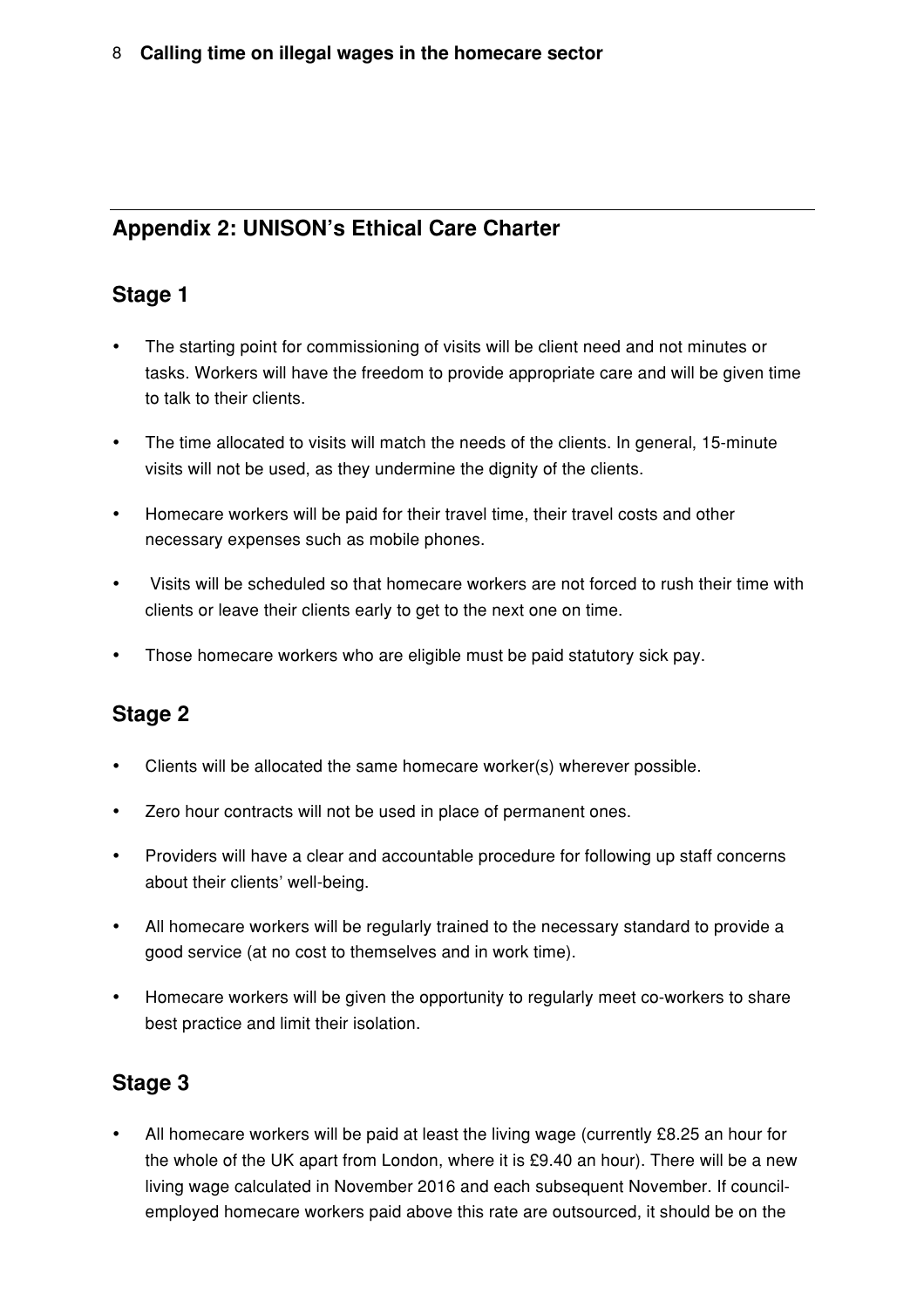## Appendix 2: UNISON's Ethical Care Charter

### Stage 1

- The starting point for commissioning of visits will be client need and not minutes or tasks. Workers will have the freedom to provide appropriate care and will be given time to talk to their clients.
- The time allocated to visits will match the needs of the clients. In general, 15-minute visits will not be used, as they undermine the dignity of the clients.
- Homecare workers will be paid for their travel time, their travel costs and other necessary expenses such as mobile phones.
- Visits will be scheduled so that homecare workers are not forced to rush their time with clients or leave their clients early to get to the next one on time.
- Those homecare workers who are eligible must be paid statutory sick pay.

### Stage 2

- Clients will be allocated the same homecare worker(s) wherever possible.
- Zero hour contracts will not be used in place of permanent ones.
- Providers will have a clear and accountable procedure for following up staff concerns about their clients' well-being.
- All homecare workers will be regularly trained to the necessary standard to provide a good service (at no cost to themselves and in work time).
- Homecare workers will be given the opportunity to regularly meet co-workers to share best practice and limit their isolation.

### Stage 3

- All homecare workers will be paid at least the living wage (currently £8.25 an hour for the whole of the UK apart from London, where it is £9.40 an hour). There will be a new living wage calculated in November 2016 and each subsequent November. If council-employed homecare workers paid above this rate are outsourced, it should be on the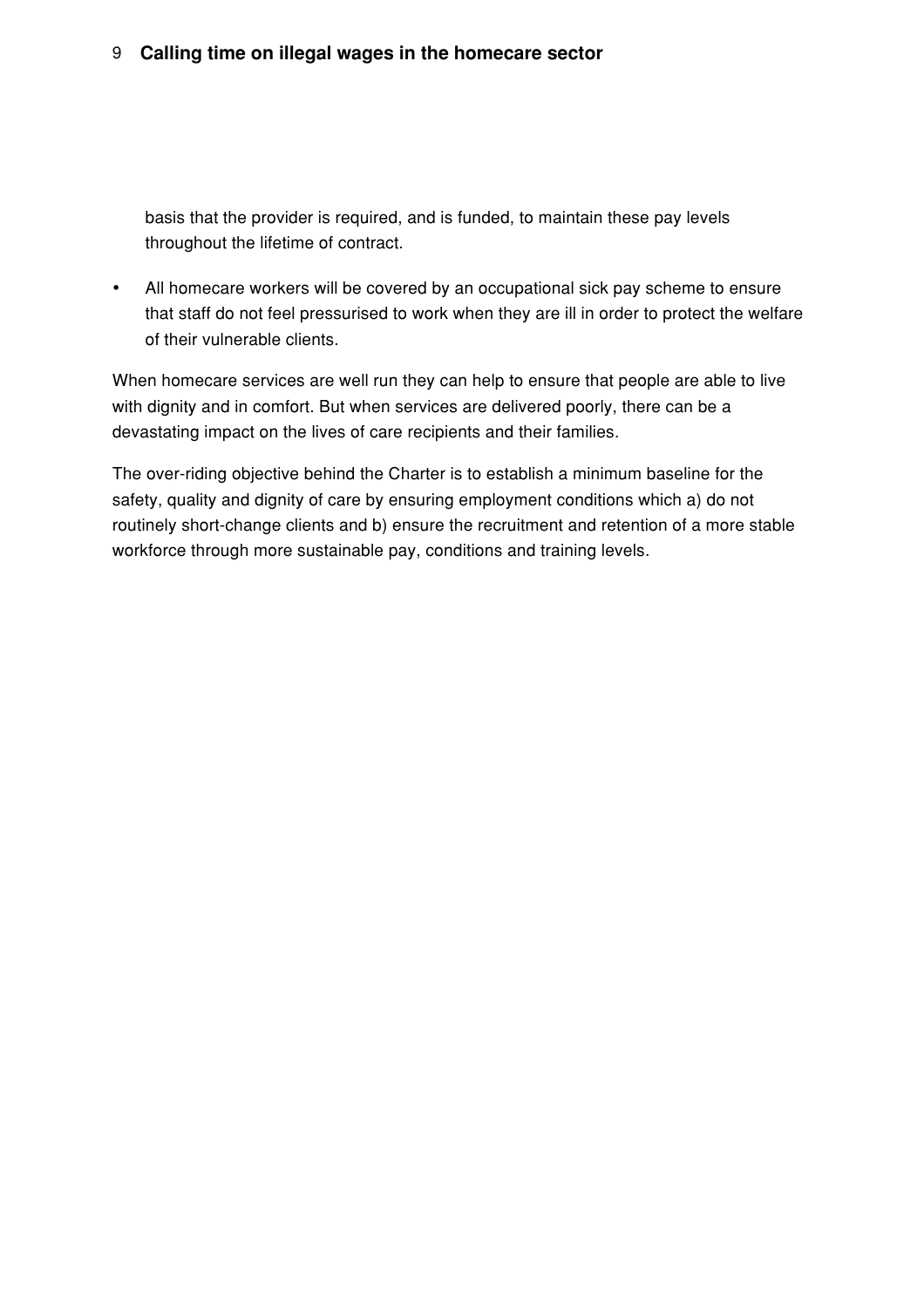basis that the provider is required, and is funded, to maintain these pay levels throughout the lifetime of contract.

- All homecare workers will be covered by an occupational sick pay scheme to ensure that staff do not feel pressurised to work when they are ill in order to protect the welfare of their vulnerable clients.

When homecare services are well run they can help to ensure that people are able to live with dignity and in comfort. But when services are delivered poorly, there can be a devastating impact on the lives of care recipients and their families.

The over-riding objective behind the Charter is to establish a minimum baseline for the safety, quality and dignity of care by ensuring employment conditions which a) do not routinely short-change clients and b) ensure the recruitment and retention of a more stable workforce through more sustainable pay, conditions and training levels.